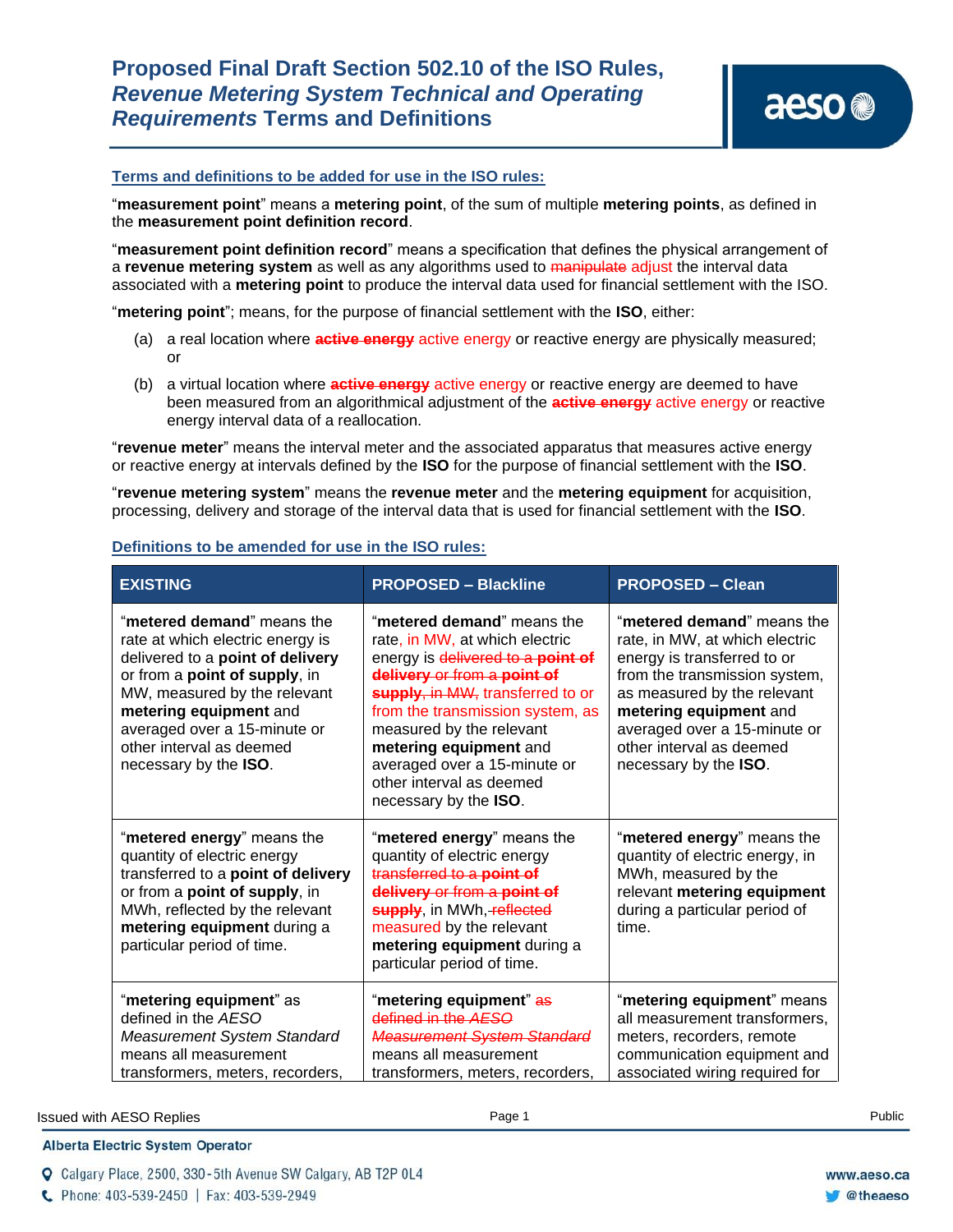# Proposed Final Draft Section 502.10 of the ISO Rules, *Revenue Metering System Technical and Operating Requirements* Terms and Definitions

## Terms and definitions to be added for use in the ISO rules:

"**measurement point**" means a **metering point**, of the sum of multiple **metering points**, as defined in the **measurement point definition record**.

"**measurement point definition record**" means a specification that defines the physical arrangement of a **revenue metering system** as well as any algorithms used to ~~manipulate~~ adjust the interval data associated with a **metering point** to produce the interval data used for financial settlement with the ISO.

"**metering point**"; means, for the purpose of financial settlement with the **ISO**, either:

(a) a real location where ~~**active energy**~~ active energy or reactive energy are physically measured; or

(b) a virtual location where ~~**active energy**~~ active energy or reactive energy are deemed to have been measured from an algorithmical adjustment of the ~~**active energy**~~ active energy or reactive energy interval data of a reallocation.

"**revenue meter**" means the interval meter and the associated apparatus that measures active energy or reactive energy at intervals defined by the **ISO** for the purpose of financial settlement with the **ISO**.

"**revenue metering system**" means the **revenue meter** and the **metering equipment** for acquisition, processing, delivery and storage of the interval data that is used for financial settlement with the **ISO**.

## Definitions to be amended for use in the ISO rules:

| EXISTING | PROPOSED – Blackline | PROPOSED – Clean |
|---|---|---|
| "**metered demand**" means the rate at which electric energy is delivered to a **point of delivery** or from a **point of supply**, in MW, measured by the relevant **metering equipment** and averaged over a 15-minute or other interval as deemed necessary by the **ISO**. | "**metered demand**" means the rate, in MW, at which electric energy is ~~delivered to a **point of delivery** or from a **point of supply**, in MW,~~ transferred to or from the transmission system, as measured by the relevant **metering equipment** and averaged over a 15-minute or other interval as deemed necessary by the **ISO**. | "**metered demand**" means the rate, in MW, at which electric energy is transferred to or from the transmission system, as measured by the relevant **metering equipment** and averaged over a 15-minute or other interval as deemed necessary by the **ISO**. |
| "**metered energy**" means the quantity of electric energy transferred to a **point of delivery** or from a **point of supply**, in MWh, reflected by the relevant **metering equipment** during a particular period of time. | "**metered energy**" means the quantity of electric energy ~~transferred to a **point of delivery** or from a **point of supply**~~, in MWh, ~~reflected~~ measured by the relevant **metering equipment** during a particular period of time. | "**metered energy**" means the quantity of electric energy, in MWh, measured by the relevant **metering equipment** during a particular period of time. |
| "**metering equipment**" as defined in the *AESO Measurement System Standard* means all measurement transformers, meters, recorders, | "**metering equipment**" ~~as defined in the *AESO Measurement System Standard*~~ means all measurement transformers, meters, recorders, | "**metering equipment**" means all measurement transformers, meters, recorders, remote communication equipment and associated wiring required for |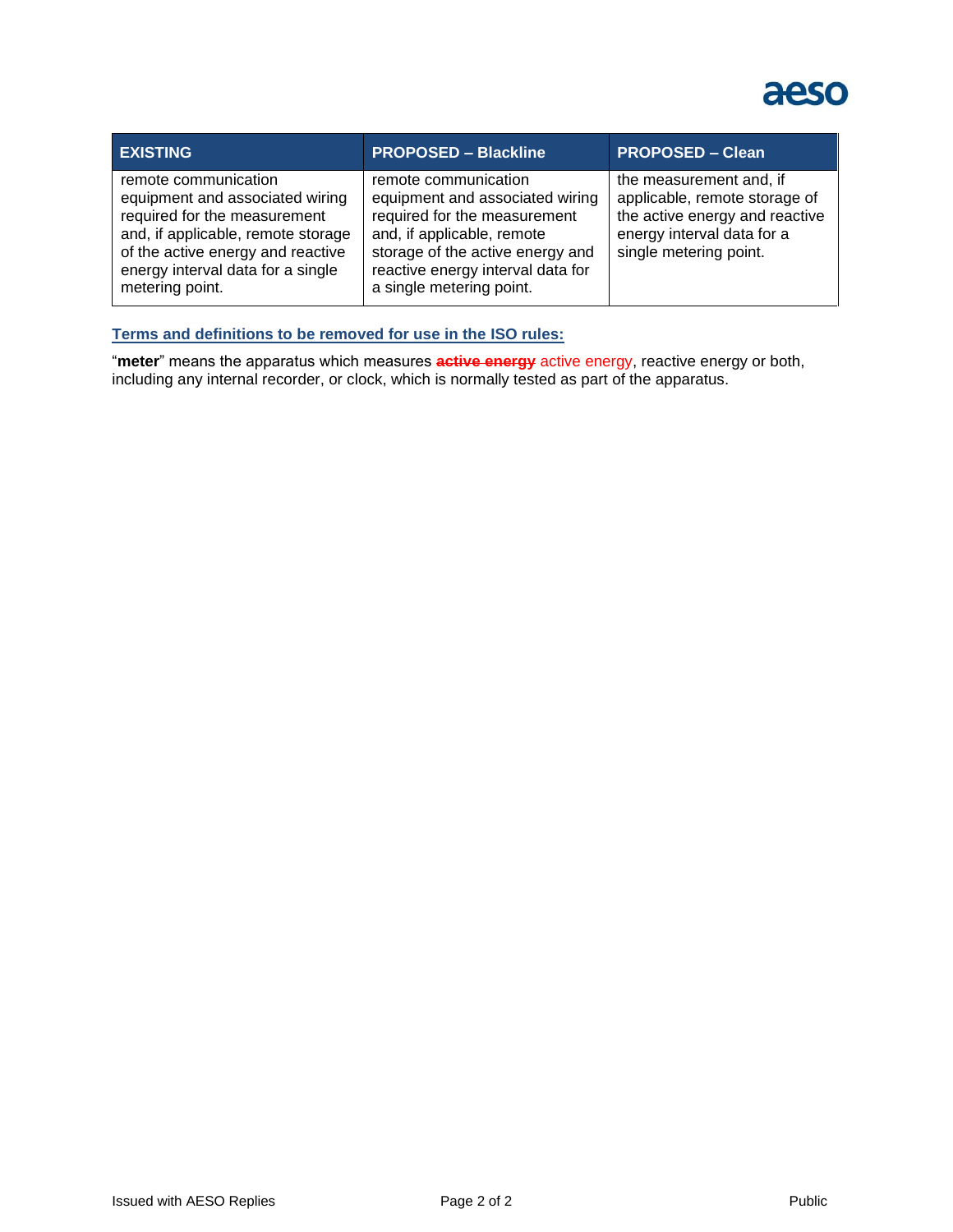| EXISTING | PROPOSED – Blackline | PROPOSED – Clean |
|---|---|---|
| remote communication equipment and associated wiring required for the measurement and, if applicable, remote storage of the active energy and reactive energy interval data for a single metering point. | remote communication equipment and associated wiring required for the measurement and, if applicable, remote storage of the active energy and reactive energy interval data for a single metering point. | the measurement and, if applicable, remote storage of the active energy and reactive energy interval data for a single metering point. |

**Terms and definitions to be removed for use in the ISO rules:**

"**meter**" means the apparatus which measures ~~**active energy**~~ active energy, reactive energy or both, including any internal recorder, or clock, which is normally tested as part of the apparatus.